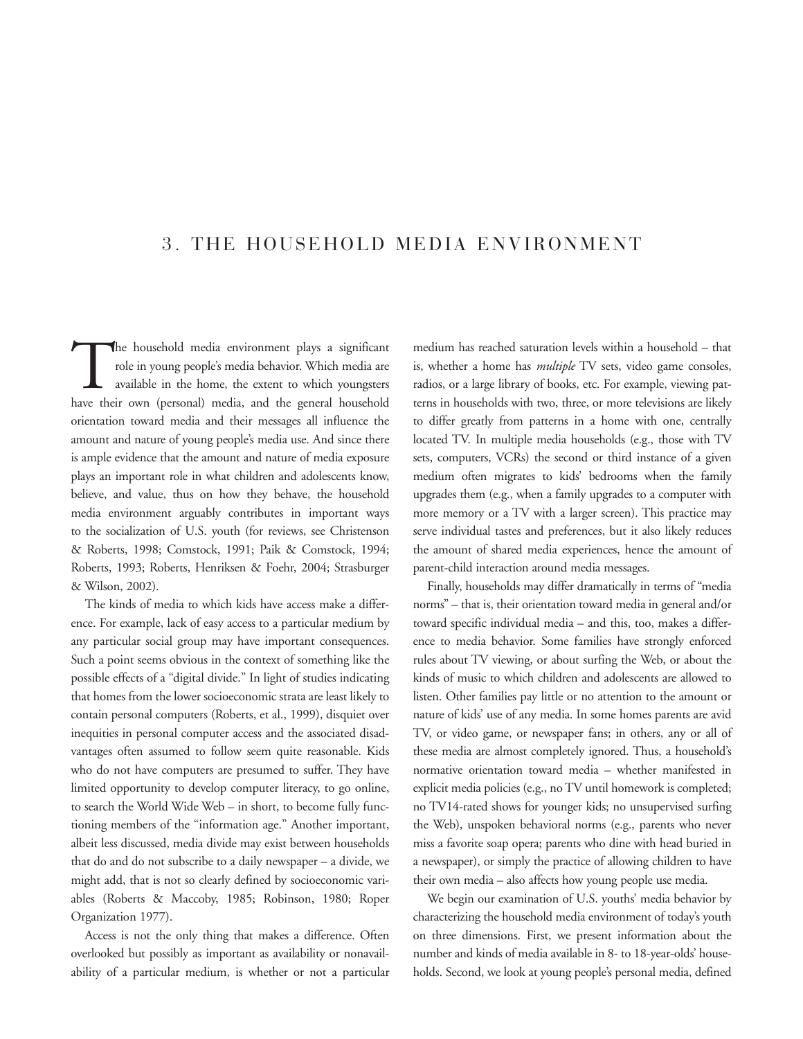# 3. THE HOUSEHOLD MEDIA ENVIRONMENT

The household media environment plays a significant role in young people's media behavior. Which media are available in the home, the extent to which youngsters have their own (personal) media, and the general household orientation toward media and their messages all influence the amount and nature of young people's media use. And since there is ample evidence that the amount and nature of media exposure plays an important role in what children and adolescents know, believe, and value, thus on how they behave, the household media environment arguably contributes in important ways to the socialization of U.S. youth (for reviews, see Christenson & Roberts, 1998; Comstock, 1991; Paik & Comstock, 1994; Roberts, 1993; Roberts, Henriksen & Foehr, 2004; Strasburger & Wilson, 2002).

The kinds of media to which kids have access make a difference. For example, lack of easy access to a particular medium by any particular social group may have important consequences. Such a point seems obvious in the context of something like the possible effects of a "digital divide." In light of studies indicating that homes from the lower socioeconomic strata are least likely to contain personal computers (Roberts, et al., 1999), disquiet over inequities in personal computer access and the associated disadvantages often assumed to follow seem quite reasonable. Kids who do not have computers are presumed to suffer. They have limited opportunity to develop computer literacy, to go online, to search the World Wide Web – in short, to become fully functioning members of the "information age." Another important, albeit less discussed, media divide may exist between households that do and do not subscribe to a daily newspaper – a divide, we might add, that is not so clearly defined by socioeconomic variables (Roberts & Maccoby, 1985; Robinson, 1980; Roper Organization 1977).

Access is not the only thing that makes a difference. Often overlooked but possibly as important as availability or nonavailability of a particular medium, is whether or not a particular medium has reached saturation levels within a household – that is, whether a home has *multiple* TV sets, video game consoles, radios, or a large library of books, etc. For example, viewing patterns in households with two, three, or more televisions are likely to differ greatly from patterns in a home with one, centrally located TV. In multiple media households (e.g., those with TV sets, computers, VCRs) the second or third instance of a given medium often migrates to kids' bedrooms when the family upgrades them (e.g., when a family upgrades to a computer with more memory or a TV with a larger screen). This practice may serve individual tastes and preferences, but it also likely reduces the amount of shared media experiences, hence the amount of parent-child interaction around media messages.

Finally, households may differ dramatically in terms of "media norms" – that is, their orientation toward media in general and/or toward specific individual media – and this, too, makes a difference to media behavior. Some families have strongly enforced rules about TV viewing, or about surfing the Web, or about the kinds of music to which children and adolescents are allowed to listen. Other families pay little or no attention to the amount or nature of kids' use of any media. In some homes parents are avid TV, or video game, or newspaper fans; in others, any or all of these media are almost completely ignored. Thus, a household's normative orientation toward media – whether manifested in explicit media policies (e.g., no TV until homework is completed; no TV14-rated shows for younger kids; no unsupervised surfing the Web), unspoken behavioral norms (e.g., parents who never miss a favorite soap opera; parents who dine with head buried in a newspaper), or simply the practice of allowing children to have their own media – also affects how young people use media.

We begin our examination of U.S. youths' media behavior by characterizing the household media environment of today's youth on three dimensions. First, we present information about the number and kinds of media available in 8- to 18-year-olds' households. Second, we look at young people's personal media, defined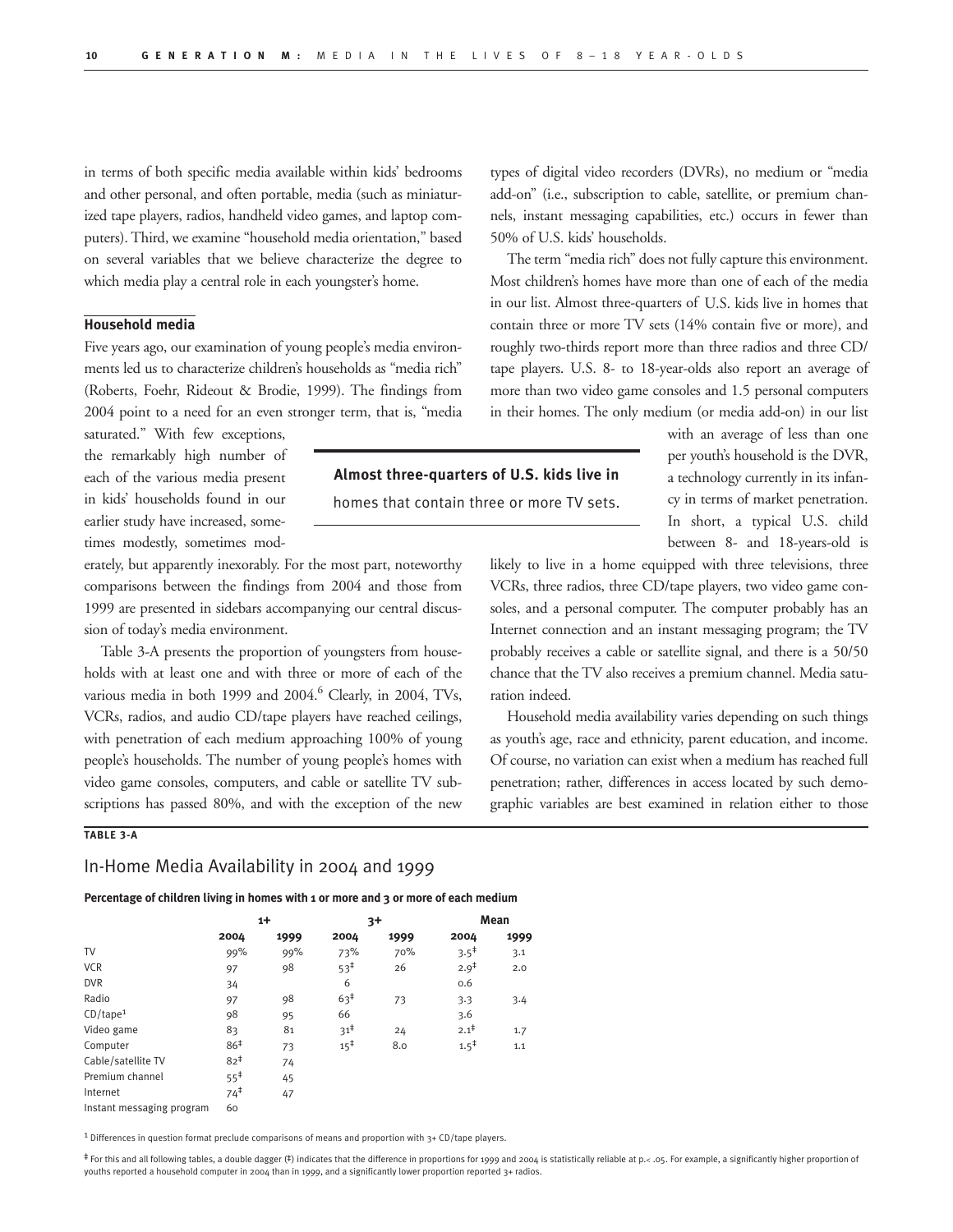in terms of both specific media available within kids' bedrooms and other personal, and often portable, media (such as miniaturized tape players, radios, handheld video games, and laptop computers). Third, we examine "household media orientation," based on several variables that we believe characterize the degree to which media play a central role in each youngster's home.

### Household media

Five years ago, our examination of young people's media environments led us to characterize children's households as "media rich" (Roberts, Foehr, Rideout & Brodie, 1999). The findings from 2004 point to a need for an even stronger term, that is, "media saturated." With few exceptions, the remarkably high number of each of the various media present in kids' households found in our earlier study have increased, sometimes modestly, sometimes moderately, but apparently inexorably. For the most part, noteworthy comparisons between the findings from 2004 and those from 1999 are presented in sidebars accompanying our central discussion of today's media environment.

Table 3-A presents the proportion of youngsters from households with at least one and with three or more of each of the various media in both 1999 and 2004.[6] Clearly, in 2004, TVs, VCRs, radios, and audio CD/tape players have reached ceilings, with penetration of each medium approaching 100% of young people's households. The number of young people's homes with video game consoles, computers, and cable or satellite TV subscriptions has passed 80%, and with the exception of the new types of digital video recorders (DVRs), no medium or "media add-on" (i.e., subscription to cable, satellite, or premium channels, instant messaging capabilities, etc.) occurs in fewer than 50% of U.S. kids' households.

The term "media rich" does not fully capture this environment. Most children's homes have more than one of each of the media in our list. Almost three-quarters of U.S. kids live in homes that contain three or more TV sets (14% contain five or more), and roughly two-thirds report more than three radios and three CD/tape players. U.S. 8- to 18-year-olds also report an average of more than two video game consoles and 1.5 personal computers in their homes. The only medium (or media add-on) in our list with an average of less than one per youth's household is the DVR, a technology currently in its infancy in terms of market penetration. In short, a typical U.S. child between 8- and 18-years-old is likely to live in a home equipped with three televisions, three VCRs, three radios, three CD/tape players, two video game consoles, and a personal computer. The computer probably has an Internet connection and an instant messaging program; the TV probably receives a cable or satellite signal, and there is a 50/50 chance that the TV also receives a premium channel. Media saturation indeed.

**Almost three-quarters of U.S. kids live in homes that contain three or more TV sets.**

Household media availability varies depending on such things as youth's age, race and ethnicity, parent education, and income. Of course, no variation can exist when a medium has reached full penetration; rather, differences in access located by such demographic variables are best examined in relation either to those

**TABLE 3-A**

## In-Home Media Availability in 2004 and 1999

**Percentage of children living in homes with 1 or more and 3 or more of each medium**

| | 1+ | | 3+ | | Mean | |
|---|---|---|---|---|---|---|
| | 2004 | 1999 | 2004 | 1999 | 2004 | 1999 |
| TV | 99% | 99% | 73% | 70% | 3.5‡ | 3.1 |
| VCR | 97 | 98 | 53‡ | 26 | 2.9‡ | 2.0 |
| DVR | 34 | | 6 | | 0.6 | |
| Radio | 97 | 98 | 63‡ | 73 | 3.3 | 3.4 |
| CD/tape[1] | 98 | 95 | 66 | | 3.6 | |
| Video game | 83 | 81 | 31‡ | 24 | 2.1‡ | 1.7 |
| Computer | 86‡ | 73 | 15‡ | 8.0 | 1.5‡ | 1.1 |
| Cable/satellite TV | 82‡ | 74 | | | | |
| Premium channel | 55‡ | 45 | | | | |
| Internet | 74‡ | 47 | | | | |
| Instant messaging program | 60 | | | | | |

[1] Differences in question format preclude comparisons of means and proportion with 3+ CD/tape players.

‡ For this and all following tables, a double dagger (‡) indicates that the difference in proportions for 1999 and 2004 is statistically reliable at p.< .05. For example, a significantly higher proportion of youths reported a household computer in 2004 than in 1999, and a significantly lower proportion reported 3+ radios.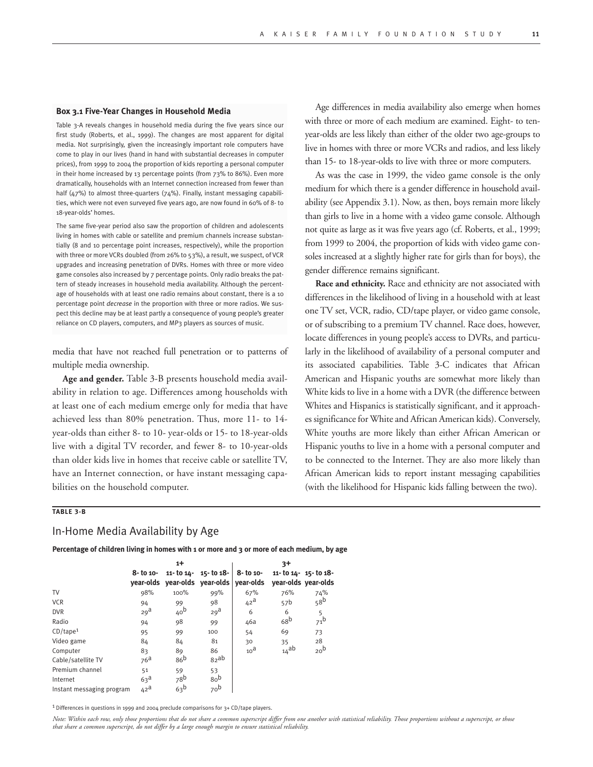### Box 3.1 Five-Year Changes in Household Media

Table 3-A reveals changes in household media during the five years since our first study (Roberts, et al., 1999). The changes are most apparent for digital media. Not surprisingly, given the increasingly important role computers have come to play in our lives (hand in hand with substantial decreases in computer prices), from 1999 to 2004 the proportion of kids reporting a personal computer in their home increased by 13 percentage points (from 73% to 86%). Even more dramatically, households with an Internet connection increased from fewer than half (47%) to almost three-quarters (74%). Finally, instant messaging capabilities, which were not even surveyed five years ago, are now found in 60% of 8- to 18-year-olds' homes.

The same five-year period also saw the proportion of children and adolescents living in homes with cable or satellite and premium channels increase substantially (8 and 10 percentage point increases, respectively), while the proportion with three or more VCRs doubled (from 26% to 53%), a result, we suspect, of VCR upgrades and increasing penetration of DVRs. Homes with three or more video game consoles also increased by 7 percentage points. Only radio breaks the pattern of steady increases in household media availability. Although the percentage of households with at least one radio remains about constant, there is a 10 percentage point *decrease* in the proportion with three or more radios. We suspect this decline may be at least partly a consequence of young people's greater reliance on CD players, computers, and MP3 players as sources of music.

media that have not reached full penetration or to patterns of multiple media ownership.

**Age and gender.** Table 3-B presents household media availability in relation to age. Differences among households with at least one of each medium emerge only for media that have achieved less than 80% penetration. Thus, more 11- to 14-year-olds than either 8- to 10- year-olds or 15- to 18-year-olds live with a digital TV recorder, and fewer 8- to 10-year-olds than older kids live in homes that receive cable or satellite TV, have an Internet connection, or have instant messaging capabilities on the household computer.

Age differences in media availability also emerge when homes with three or more of each medium are examined. Eight- to ten-year-olds are less likely than either of the older two age-groups to live in homes with three or more VCRs and radios, and less likely than 15- to 18-year-olds to live with three or more computers.

As was the case in 1999, the video game console is the only medium for which there is a gender difference in household availability (see Appendix 3.1). Now, as then, boys remain more likely than girls to live in a home with a video game console. Although not quite as large as it was five years ago (cf. Roberts, et al., 1999; from 1999 to 2004, the proportion of kids with video game consoles increased at a slightly higher rate for girls than for boys), the gender difference remains significant.

**Race and ethnicity.** Race and ethnicity are not associated with differences in the likelihood of living in a household with at least one TV set, VCR, radio, CD/tape player, or video game console, or of subscribing to a premium TV channel. Race does, however, locate differences in young people's access to DVRs, and particularly in the likelihood of availability of a personal computer and its associated capabilities. Table 3-C indicates that African American and Hispanic youths are somewhat more likely than White kids to live in a home with a DVR (the difference between Whites and Hispanics is statistically significant, and it approaches significance for White and African American kids). Conversely, White youths are more likely than either African American or Hispanic youths to live in a home with a personal computer and to be connected to the Internet. They are also more likely than African American kids to report instant messaging capabilities (with the likelihood for Hispanic kids falling between the two).

**TABLE 3-B**

## In-Home Media Availability by Age

**Percentage of children living in homes with 1 or more and 3 or more of each medium, by age**

| | 1+ | | | 3+ | | |
|---|---|---|---|---|---|---|
| | 8- to 10-year-olds | 11- to 14-year-olds | 15- to 18-year-olds | 8- to 10-year-olds | 11- to 14-year-olds | 15- to 18-year-olds |
| TV | 98% | 100% | 99% | 67% | 76% | 74% |
| VCR | 94 | 99 | 98 | 42[a] | 57[b] | 58[b] |
| DVR | 29[a] | 40[b] | 29[a] | 6 | 6 | 5 |
| Radio | 94 | 98 | 99 | 46[a] | 68[b] | 71[b] |
| CD/tape[1] | 95 | 99 | 100 | 54 | 69 | 73 |
| Video game | 84 | 84 | 81 | 30 | 35 | 28 |
| Computer | 83 | 89 | 86 | 10[a] | 14[ab] | 20[b] |
| Cable/satellite TV | 76[a] | 86[b] | 82[ab] | | | |
| Premium channel | 51 | 59 | 53 | | | |
| Internet | 63[a] | 78[b] | 80[b] | | | |
| Instant messaging program | 42[a] | 63[b] | 70[b] | | | |

[1] Differences in questions in 1999 and 2004 preclude comparisons for 3+ CD/tape players.

*Note: Within each row, only those proportions that do not share a common superscript differ from one another with statistical reliability. Those proportions without a superscript, or those that share a common superscript, do not differ by a large enough margin to ensure statistical reliability.*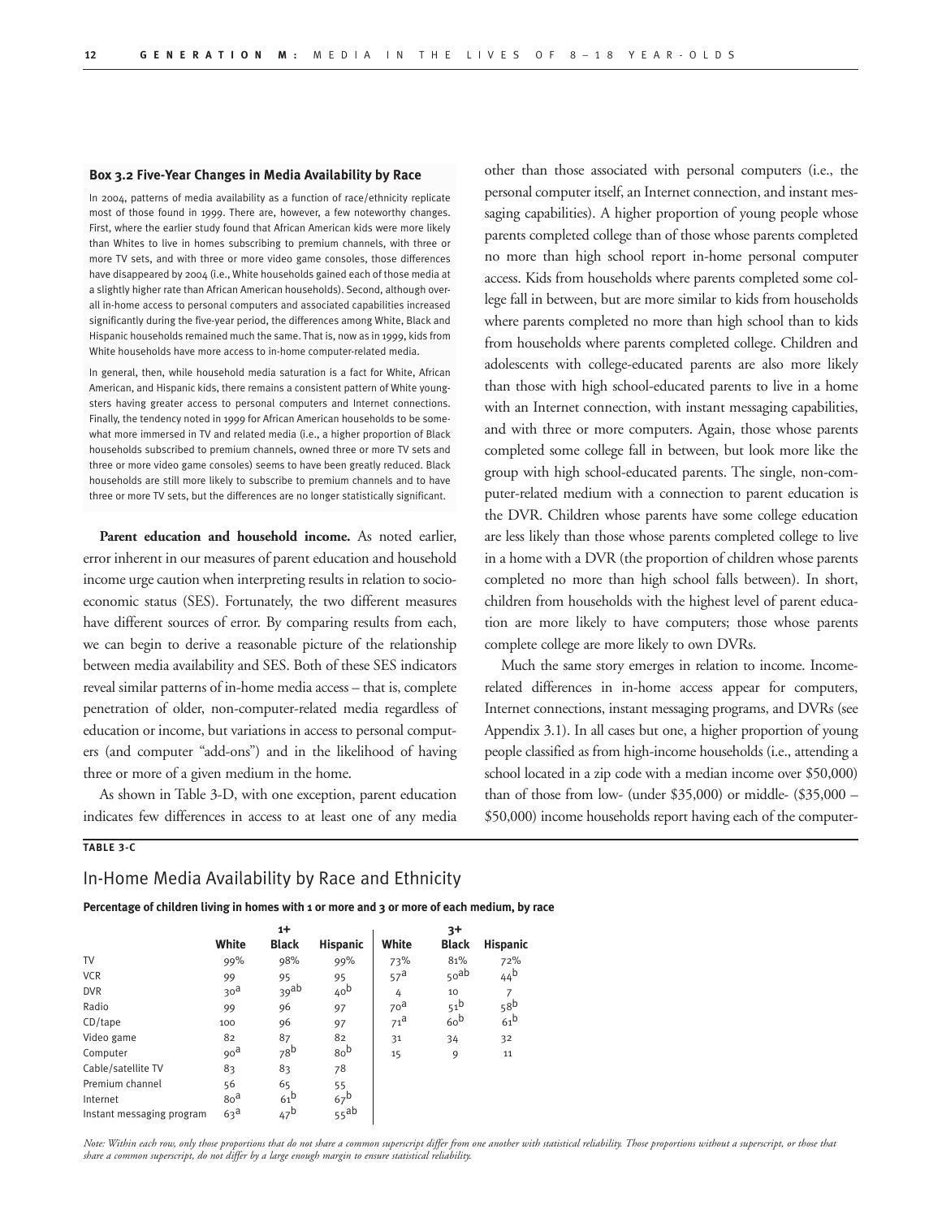**Box 3.2 Five-Year Changes in Media Availability by Race**

In 2004, patterns of media availability as a function of race/ethnicity replicate most of those found in 1999. There are, however, a few noteworthy changes. First, where the earlier study found that African American kids were more likely than Whites to live in homes subscribing to premium channels, with three or more TV sets, and with three or more video game consoles, those differences have disappeared by 2004 (i.e., White households gained each of those media at a slightly higher rate than African American households). Second, although overall in-home access to personal computers and associated capabilities increased significantly during the five-year period, the differences among White, Black and Hispanic households remained much the same. That is, now as in 1999, kids from White households have more access to in-home computer-related media.

In general, then, while household media saturation is a fact for White, African American, and Hispanic kids, there remains a consistent pattern of White youngsters having greater access to personal computers and Internet connections. Finally, the tendency noted in 1999 for African American households to be somewhat more immersed in TV and related media (i.e., a higher proportion of Black households subscribed to premium channels, owned three or more TV sets and three or more video game consoles) seems to have been greatly reduced. Black households are still more likely to subscribe to premium channels and to have three or more TV sets, but the differences are no longer statistically significant.

**Parent education and household income.** As noted earlier, error inherent in our measures of parent education and household income urge caution when interpreting results in relation to socioeconomic status (SES). Fortunately, the two different measures have different sources of error. By comparing results from each, we can begin to derive a reasonable picture of the relationship between media availability and SES. Both of these SES indicators reveal similar patterns of in-home media access – that is, complete penetration of older, non-computer-related media regardless of education or income, but variations in access to personal computers (and computer "add-ons") and in the likelihood of having three or more of a given medium in the home.

As shown in Table 3-D, with one exception, parent education indicates few differences in access to at least one of any media other than those associated with personal computers (i.e., the personal computer itself, an Internet connection, and instant messaging capabilities). A higher proportion of young people whose parents completed college than of those whose parents completed no more than high school report in-home personal computer access. Kids from households where parents completed some college fall in between, but are more similar to kids from households where parents completed no more than high school than to kids from households where parents completed college. Children and adolescents with college-educated parents are also more likely than those with high school-educated parents to live in a home with an Internet connection, with instant messaging capabilities, and with three or more computers. Again, those whose parents completed some college fall in between, but look more like the group with high school-educated parents. The single, non-computer-related medium with a connection to parent education is the DVR. Children whose parents have some college education are less likely than those whose parents completed college to live in a home with a DVR (the proportion of children whose parents completed no more than high school falls between). In short, children from households with the highest level of parent education are more likely to have computers; those whose parents complete college are more likely to own DVRs.

Much the same story emerges in relation to income. Income-related differences in in-home access appear for computers, Internet connections, instant messaging programs, and DVRs (see Appendix 3.1). In all cases but one, a higher proportion of young people classified as from high-income households (i.e., attending a school located in a zip code with a median income over $50,000) than of those from low- (under $35,000) or middle- ($35,000 – $50,000) income households report having each of the computer-

**TABLE 3-C**

## In-Home Media Availability by Race and Ethnicity

**Percentage of children living in homes with 1 or more and 3 or more of each medium, by race**

| | 1+ | | | 3+ | | |
|---|---|---|---|---|---|---|
| | **White** | **Black** | **Hispanic** | **White** | **Black** | **Hispanic** |
| TV | 99% | 98% | 99% | 73% | 81% | 72% |
| VCR | 99 | 95 | 95 | 57[a] | 50[ab] | 44[b] |
| DVR | 30[a] | 39[ab] | 40[b] | 4 | 10 | 7 |
| Radio | 99 | 96 | 97 | 70[a] | 51[b] | 58[b] |
| CD/tape | 100 | 96 | 97 | 71[a] | 60[b] | 61[b] |
| Video game | 82 | 87 | 82 | 31 | 34 | 32 |
| Computer | 90[a] | 78[b] | 80[b] | 15 | 9 | 11 |
| Cable/satellite TV | 83 | 83 | 78 | | | |
| Premium channel | 56 | 65 | 55 | | | |
| Internet | 80[a] | 61[b] | 67[b] | | | |
| Instant messaging program | 63[a] | 47[b] | 55[ab] | | | |

*Note: Within each row, only those proportions that do not share a common superscript differ from one another with statistical reliability. Those proportions without a superscript, or those that share a common superscript, do not differ by a large enough margin to ensure statistical reliability.*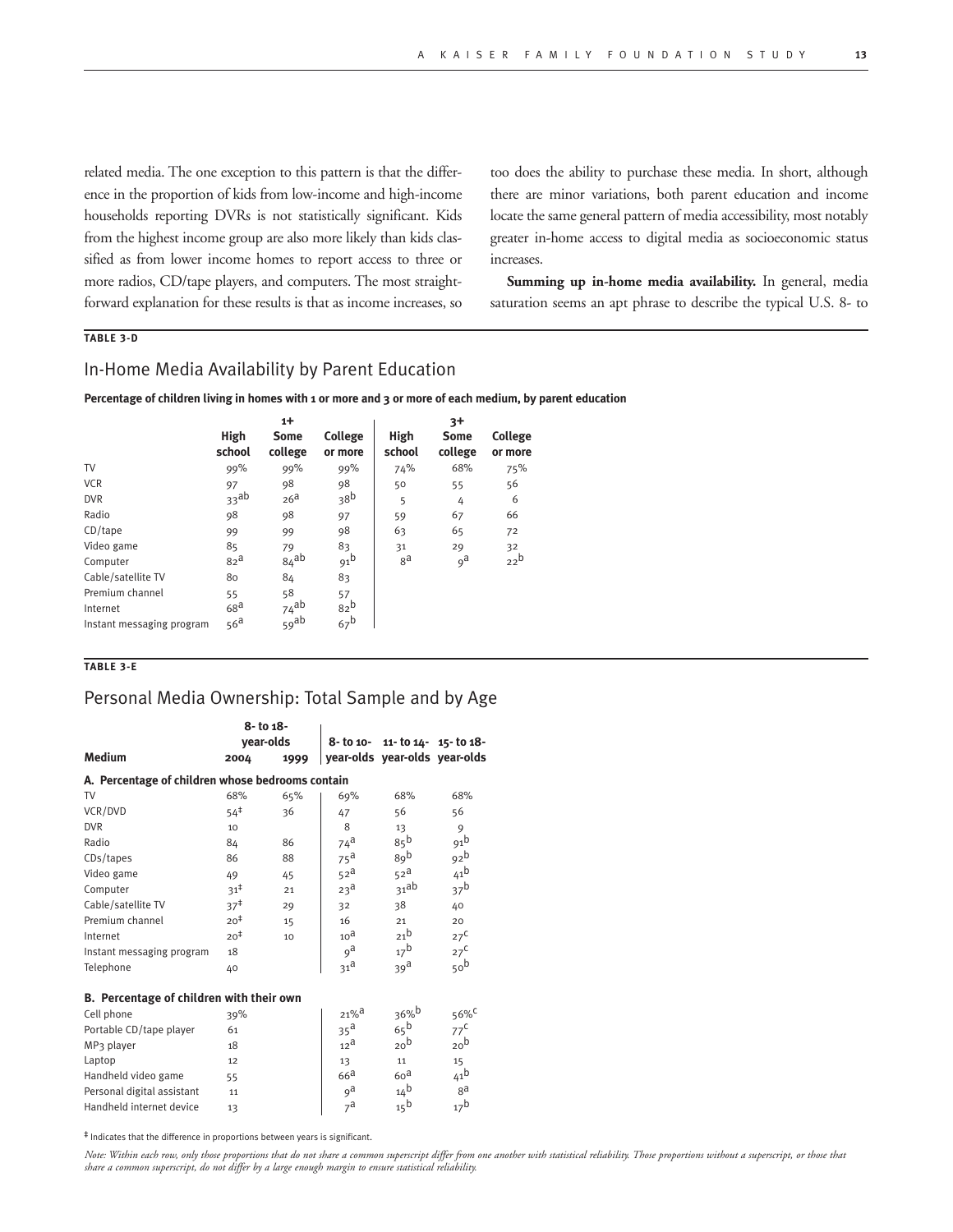related media. The one exception to this pattern is that the difference in the proportion of kids from low-income and high-income households reporting DVRs is not statistically significant. Kids from the highest income group are also more likely than kids classified as from lower income homes to report access to three or more radios, CD/tape players, and computers. The most straightforward explanation for these results is that as income increases, so too does the ability to purchase these media. In short, although there are minor variations, both parent education and income locate the same general pattern of media accessibility, most notably greater in-home access to digital media as socioeconomic status increases.

**Summing up in-home media availability.** In general, media saturation seems an apt phrase to describe the typical U.S. 8- to

**TABLE 3-D**

## In-Home Media Availability by Parent Education

**Percentage of children living in homes with 1 or more and 3 or more of each medium, by parent education**

| | 1+ | | | 3+ | | |
|---|---|---|---|---|---|---|
| | High school | Some college | College or more | High school | Some college | College or more |
| TV | 99% | 99% | 99% | 74% | 68% | 75% |
| VCR | 97 | 98 | 98 | 50 | 55 | 56 |
| DVR | 33[ab] | 26[a] | 38[b] | 5 | 4 | 6 |
| Radio | 98 | 98 | 97 | 59 | 67 | 66 |
| CD/tape | 99 | 99 | 98 | 63 | 65 | 72 |
| Video game | 85 | 79 | 83 | 31 | 29 | 32 |
| Computer | 82[a] | 84[ab] | 91[b] | 8[a] | 9[a] | 22[b] |
| Cable/satellite TV | 80 | 84 | 83 | | | |
| Premium channel | 55 | 58 | 57 | | | |
| Internet | 68[a] | 74[ab] | 82[b] | | | |
| Instant messaging program | 56[a] | 59[ab] | 67[b] | | | |

**TABLE 3-E**

## Personal Media Ownership: Total Sample and by Age

| Medium | 8- to 18-year-olds 2004 | 8- to 18-year-olds 1999 | 8- to 10-year-olds | 11- to 14-year-olds | 15- to 18-year-olds |
|---|---|---|---|---|---|
| **A. Percentage of children whose bedrooms contain** | | | | | |
| TV | 68% | 65% | 69% | 68% | 68% |
| VCR/DVD | 54‡ | 36 | 47 | 56 | 56 |
| DVR | 10 | | 8 | 13 | 9 |
| Radio | 84 | 86 | 74[a] | 85[b] | 91[b] |
| CDs/tapes | 86 | 88 | 75[a] | 89[b] | 92[b] |
| Video game | 49 | 45 | 52[a] | 52[a] | 41[b] |
| Computer | 31‡ | 21 | 23[a] | 31[ab] | 37[b] |
| Cable/satellite TV | 37‡ | 29 | 32 | 38 | 40 |
| Premium channel | 20‡ | 15 | 16 | 21 | 20 |
| Internet | 20‡ | 10 | 10[a] | 21[b] | 27[c] |
| Instant messaging program | 18 | | 9[a] | 17[b] | 27[c] |
| Telephone | 40 | | 31[a] | 39[a] | 50[b] |
| **B. Percentage of children with their own** | | | | | |
| Cell phone | 39% | | 21%[a] | 36%[b] | 56%[c] |
| Portable CD/tape player | 61 | | 35[a] | 65[b] | 77[c] |
| MP3 player | 18 | | 12[a] | 20[b] | 20[b] |
| Laptop | 12 | | 13 | 11 | 15 |
| Handheld video game | 55 | | 66[a] | 60[a] | 41[b] |
| Personal digital assistant | 11 | | 9[a] | 14[b] | 8[a] |
| Handheld internet device | 13 | | 7[a] | 15[b] | 17[b] |

‡ Indicates that the difference in proportions between years is significant.

*Note: Within each row, only those proportions that do not share a common superscript differ from one another with statistical reliability. Those proportions without a superscript, or those that share a common superscript, do not differ by a large enough margin to ensure statistical reliability.*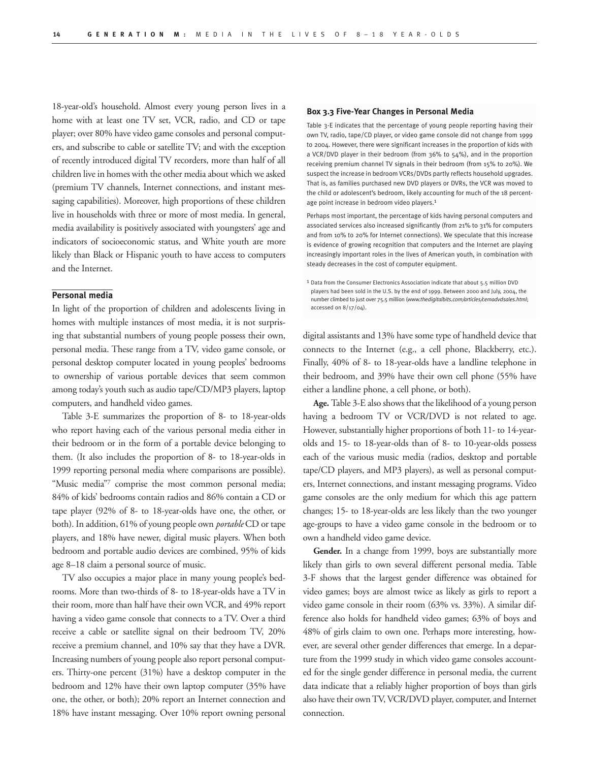18-year-old's household. Almost every young person lives in a home with at least one TV set, VCR, radio, and CD or tape player; over 80% have video game consoles and personal computers, and subscribe to cable or satellite TV; and with the exception of recently introduced digital TV recorders, more than half of all children live in homes with the other media about which we asked (premium TV channels, Internet connections, and instant messaging capabilities). Moreover, high proportions of these children live in households with three or more of most media. In general, media availability is positively associated with youngsters' age and indicators of socioeconomic status, and White youth are more likely than Black or Hispanic youth to have access to computers and the Internet.

### Personal media

In light of the proportion of children and adolescents living in homes with multiple instances of most media, it is not surprising that substantial numbers of young people possess their own, personal media. These range from a TV, video game console, or personal desktop computer located in young peoples' bedrooms to ownership of various portable devices that seem common among today's youth such as audio tape/CD/MP3 players, laptop computers, and handheld video games.

Table 3-E summarizes the proportion of 8- to 18-year-olds who report having each of the various personal media either in their bedroom or in the form of a portable device belonging to them. (It also includes the proportion of 8- to 18-year-olds in 1999 reporting personal media where comparisons are possible). "Music media"[7] comprise the most common personal media; 84% of kids' bedrooms contain radios and 86% contain a CD or tape player (92% of 8- to 18-year-olds have one, the other, or both). In addition, 61% of young people own *portable* CD or tape players, and 18% have newer, digital music players. When both bedroom and portable audio devices are combined, 95% of kids age 8–18 claim a personal source of music.

TV also occupies a major place in many young people's bedrooms. More than two-thirds of 8- to 18-year-olds have a TV in their room, more than half have their own VCR, and 49% report having a video game console that connects to a TV. Over a third receive a cable or satellite signal on their bedroom TV, 20% receive a premium channel, and 10% say that they have a DVR. Increasing numbers of young people also report personal computers. Thirty-one percent (31%) have a desktop computer in the bedroom and 12% have their own laptop computer (35% have one, the other, or both); 20% report an Internet connection and 18% have instant messaging. Over 10% report owning personal digital assistants and 13% have some type of handheld device that connects to the Internet (e.g., a cell phone, Blackberry, etc.). Finally, 40% of 8- to 18-year-olds have a landline telephone in their bedroom, and 39% have their own cell phone (55% have either a landline phone, a cell phone, or both).

**Box 3.3 Five-Year Changes in Personal Media**

Table 3-E indicates that the percentage of young people reporting having their own TV, radio, tape/CD player, or video game console did not change from 1999 to 2004. However, there were significant increases in the proportion of kids with a VCR/DVD player in their bedroom (from 36% to 54%), and in the proportion receiving premium channel TV signals in their bedroom (from 15% to 20%). We suspect the increase in bedroom VCRs/DVDs partly reflects household upgrades. That is, as families purchased new DVD players or DVRs, the VCR was moved to the child or adolescent's bedroom, likely accounting for much of the 18 percentage point increase in bedroom video players.[1]

Perhaps most important, the percentage of kids having personal computers and associated services also increased significantly (from 21% to 31% for computers and from 10% to 20% for Internet connections). We speculate that this increase is evidence of growing recognition that computers and the Internet are playing increasingly important roles in the lives of American youth, in combination with steady decreases in the cost of computer equipment.

[1] Data from the Consumer Electronics Association indicate that about 5.5 million DVD players had been sold in the U.S. by the end of 1999. Between 2000 and July, 2004, the number climbed to just over 75.5 million (*www.thedigitalbits.com/articles/cemadvdsales.html*; accessed on 8/17/04).

**Age.** Table 3-E also shows that the likelihood of a young person having a bedroom TV or VCR/DVD is not related to age. However, substantially higher proportions of both 11- to 14-year-olds and 15- to 18-year-olds than of 8- to 10-year-olds possess each of the various music media (radios, desktop and portable tape/CD players, and MP3 players), as well as personal computers, Internet connections, and instant messaging programs. Video game consoles are the only medium for which this age pattern changes; 15- to 18-year-olds are less likely than the two younger age-groups to have a video game console in the bedroom or to own a handheld video game device.

**Gender.** In a change from 1999, boys are substantially more likely than girls to own several different personal media. Table 3-F shows that the largest gender difference was obtained for video games; boys are almost twice as likely as girls to report a video game console in their room (63% vs. 33%). A similar difference also holds for handheld video games; 63% of boys and 48% of girls claim to own one. Perhaps more interesting, however, are several other gender differences that emerge. In a departure from the 1999 study in which video game consoles accounted for the single gender difference in personal media, the current data indicate that a reliably higher proportion of boys than girls also have their own TV, VCR/DVD player, computer, and Internet connection.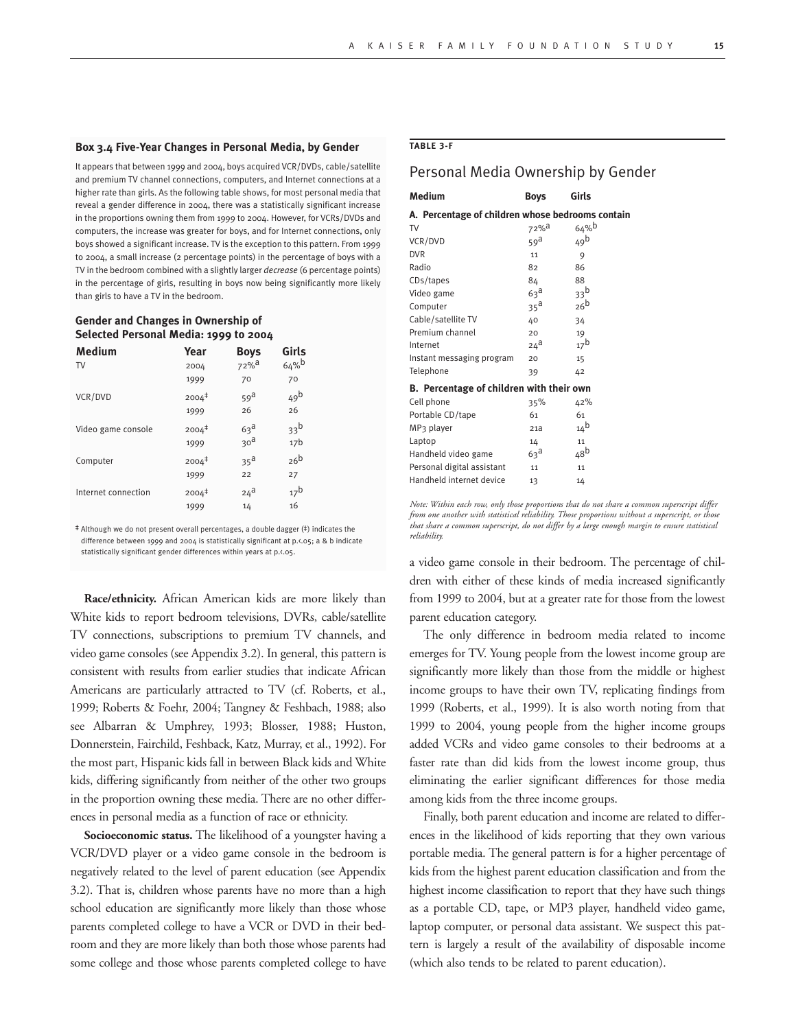### Box 3.4 Five-Year Changes in Personal Media, by Gender

It appears that between 1999 and 2004, boys acquired VCR/DVDs, cable/satellite and premium TV channel connections, computers, and Internet connections at a higher rate than girls. As the following table shows, for most personal media that reveal a gender difference in 2004, there was a statistically significant increase in the proportions owning them from 1999 to 2004. However, for VCRs/DVDs and computers, the increase was greater for boys, and for Internet connections, only boys showed a significant increase. TV is the exception to this pattern. From 1999 to 2004, a small increase (2 percentage points) in the percentage of boys with a TV in the bedroom combined with a slightly larger *decrease* (6 percentage points) in the percentage of girls, resulting in boys now being significantly more likely than girls to have a TV in the bedroom.

#### Gender and Changes in Ownership of Selected Personal Media: 1999 to 2004

| Medium | Year | Boys | Girls |
|---|---|---|---|
| TV | 2004 | 72%[a] | 64%[b] |
| | 1999 | 70 | 70 |
| VCR/DVD | 2004‡ | 59[a] | 49[b] |
| | 1999 | 26 | 26 |
| Video game console | 2004‡ | 63[a] | 33[b] |
| | 1999 | 30[a] | 17b |
| Computer | 2004‡ | 35[a] | 26[b] |
| | 1999 | 22 | 27 |
| Internet connection | 2004‡ | 24[a] | 17[b] |
| | 1999 | 14 | 16 |

‡ Although we do not present overall percentages, a double dagger (‡) indicates the difference between 1999 and 2004 is statistically significant at p.<.05; a & b indicate statistically significant gender differences within years at p.<.05.

**TABLE 3-F**

## Personal Media Ownership by Gender

| Medium | Boys | Girls |
|---|---|---|
| **A. Percentage of children whose bedrooms contain** | | |
| TV | 72%[a] | 64%[b] |
| VCR/DVD | 59[a] | 49[b] |
| DVR | 11 | 9 |
| Radio | 82 | 86 |
| CDs/tapes | 84 | 88 |
| Video game | 63[a] | 33[b] |
| Computer | 35[a] | 26[b] |
| Cable/satellite TV | 40 | 34 |
| Premium channel | 20 | 19 |
| Internet | 24[a] | 17[b] |
| Instant messaging program | 20 | 15 |
| Telephone | 39 | 42 |
| **B. Percentage of children with their own** | | |
| Cell phone | 35% | 42% |
| Portable CD/tape | 61 | 61 |
| MP3 player | 21a | 14[b] |
| Laptop | 14 | 11 |
| Handheld video game | 63[a] | 48[b] |
| Personal digital assistant | 11 | 11 |
| Handheld internet device | 13 | 14 |

*Note: Within each row, only those proportions that do not share a common superscript differ from one another with statistical reliability. Those proportions without a superscript, or those that share a common superscript, do not differ by a large enough margin to ensure statistical reliability.*

**Race/ethnicity.** African American kids are more likely than White kids to report bedroom televisions, DVRs, cable/satellite TV connections, subscriptions to premium TV channels, and video game consoles (see Appendix 3.2). In general, this pattern is consistent with results from earlier studies that indicate African Americans are particularly attracted to TV (cf. Roberts, et al., 1999; Roberts & Foehr, 2004; Tangney & Feshbach, 1988; also see Albarran & Umphrey, 1993; Blosser, 1988; Huston, Donnerstein, Fairchild, Feshback, Katz, Murray, et al., 1992). For the most part, Hispanic kids fall in between Black kids and White kids, differing significantly from neither of the other two groups in the proportion owning these media. There are no other differences in personal media as a function of race or ethnicity.

**Socioeconomic status.** The likelihood of a youngster having a VCR/DVD player or a video game console in the bedroom is negatively related to the level of parent education (see Appendix 3.2). That is, children whose parents have no more than a high school education are significantly more likely than those whose parents completed college to have a VCR or DVD in their bedroom and they are more likely than both those whose parents had some college and those whose parents completed college to have a video game console in their bedroom. The percentage of children with either of these kinds of media increased significantly from 1999 to 2004, but at a greater rate for those from the lowest parent education category.

The only difference in bedroom media related to income emerges for TV. Young people from the lowest income group are significantly more likely than those from the middle or highest income groups to have their own TV, replicating findings from 1999 (Roberts, et al., 1999). It is also worth noting from that 1999 to 2004, young people from the higher income groups added VCRs and video game consoles to their bedrooms at a faster rate than did kids from the lowest income group, thus eliminating the earlier significant differences for those media among kids from the three income groups.

Finally, both parent education and income are related to differences in the likelihood of kids reporting that they own various portable media. The general pattern is for a higher percentage of kids from the highest parent education classification and from the highest income classification to report that they have such things as a portable CD, tape, or MP3 player, handheld video game, laptop computer, or personal data assistant. We suspect this pattern is largely a result of the availability of disposable income (which also tends to be related to parent education).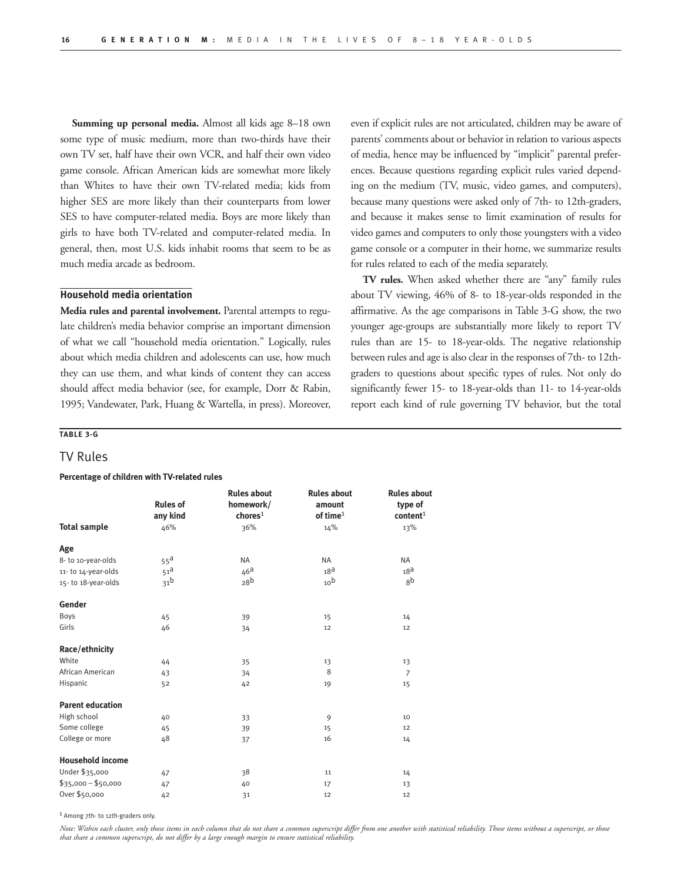**Summing up personal media.** Almost all kids age 8–18 own some type of music medium, more than two-thirds have their own TV set, half have their own VCR, and half their own video game console. African American kids are somewhat more likely than Whites to have their own TV-related media; kids from higher SES are more likely than their counterparts from lower SES to have computer-related media. Boys are more likely than girls to have both TV-related and computer-related media. In general, then, most U.S. kids inhabit rooms that seem to be as much media arcade as bedroom.

### Household media orientation

**Media rules and parental involvement.** Parental attempts to regulate children's media behavior comprise an important dimension of what we call "household media orientation." Logically, rules about which media children and adolescents can use, how much they can use them, and what kinds of content they can access should affect media behavior (see, for example, Dorr & Rabin, 1995; Vandewater, Park, Huang & Wartella, in press). Moreover, even if explicit rules are not articulated, children may be aware of parents' comments about or behavior in relation to various aspects of media, hence may be influenced by "implicit" parental preferences. Because questions regarding explicit rules varied depending on the medium (TV, music, video games, and computers), because many questions were asked only of 7th- to 12th-graders, and because it makes sense to limit examination of results for video games and computers to only those youngsters with a video game console or a computer in their home, we summarize results for rules related to each of the media separately.

**TV rules.** When asked whether there are "any" family rules about TV viewing, 46% of 8- to 18-year-olds responded in the affirmative. As the age comparisons in Table 3-G show, the two younger age-groups are substantially more likely to report TV rules than are 15- to 18-year-olds. The negative relationship between rules and age is also clear in the responses of 7th- to 12th-graders to questions about specific types of rules. Not only do significantly fewer 15- to 18-year-olds than 11- to 14-year-olds report each kind of rule governing TV behavior, but the total

**TABLE 3-G**

## TV Rules

**Percentage of children with TV-related rules**

| | Rules of any kind | Rules about homework/ chores[1] | Rules about amount of time[1] | Rules about type of content[1] |
|---|---|---|---|---|
| **Total sample** | 46% | 36% | 14% | 13% |
| **Age** | | | | |
| 8- to 10-year-olds | 55[a] | NA | NA | NA |
| 11- to 14-year-olds | 51[a] | 46[a] | 18[a] | 18[a] |
| 15- to 18-year-olds | 31[b] | 28[b] | 10[b] | 8[b] |
| **Gender** | | | | |
| Boys | 45 | 39 | 15 | 14 |
| Girls | 46 | 34 | 12 | 12 |
| **Race/ethnicity** | | | | |
| White | 44 | 35 | 13 | 13 |
| African American | 43 | 34 | 8 | 7 |
| Hispanic | 52 | 42 | 19 | 15 |
| **Parent education** | | | | |
| High school | 40 | 33 | 9 | 10 |
| Some college | 45 | 39 | 15 | 12 |
| College or more | 48 | 37 | 16 | 14 |
| **Household income** | | | | |
| Under $35,000 | 47 | 38 | 11 | 14 |
| $35,000 – $50,000 | 47 | 40 | 17 | 13 |
| Over $50,000 | 42 | 31 | 12 | 12 |

[1] Among 7th- to 12th-graders only.

*Note: Within each cluster, only those items in each column that do not share a common superscript differ from one another with statistical reliability. Those items without a superscript, or those that share a common superscript, do not differ by a large enough margin to ensure statistical reliability.*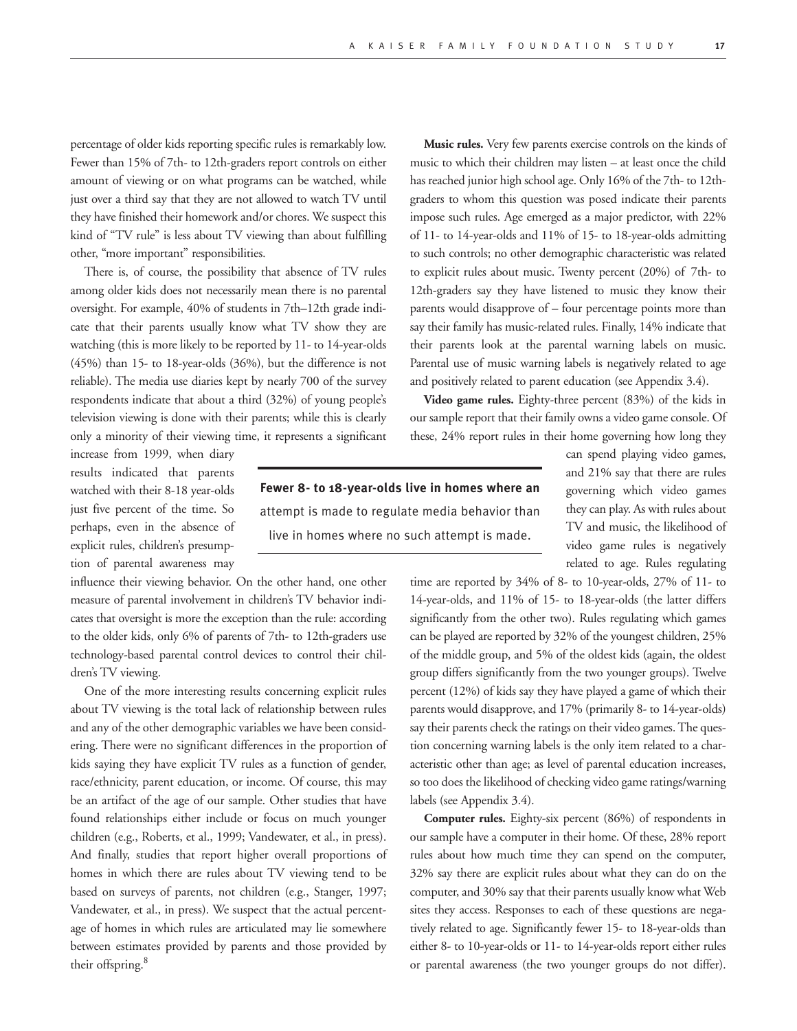percentage of older kids reporting specific rules is remarkably low. Fewer than 15% of 7th- to 12th-graders report controls on either amount of viewing or on what programs can be watched, while just over a third say that they are not allowed to watch TV until they have finished their homework and/or chores. We suspect this kind of "TV rule" is less about TV viewing than about fulfilling other, "more important" responsibilities.

There is, of course, the possibility that absence of TV rules among older kids does not necessarily mean there is no parental oversight. For example, 40% of students in 7th–12th grade indicate that their parents usually know what TV show they are watching (this is more likely to be reported by 11- to 14-year-olds (45%) than 15- to 18-year-olds (36%), but the difference is not reliable). The media use diaries kept by nearly 700 of the survey respondents indicate that about a third (32%) of young people's television viewing is done with their parents; while this is clearly only a minority of their viewing time, it represents a significant increase from 1999, when diary results indicated that parents watched with their 8-18 year-olds just five percent of the time. So perhaps, even in the absence of explicit rules, children's presumption of parental awareness may influence their viewing behavior. On the other hand, one other measure of parental involvement in children's TV behavior indicates that oversight is more the exception than the rule: according to the older kids, only 6% of parents of 7th- to 12th-graders use technology-based parental control devices to control their children's TV viewing.

One of the more interesting results concerning explicit rules about TV viewing is the total lack of relationship between rules and any of the other demographic variables we have been considering. There were no significant differences in the proportion of kids saying they have explicit TV rules as a function of gender, race/ethnicity, parent education, or income. Of course, this may be an artifact of the age of our sample. Other studies that have found relationships either include or focus on much younger children (e.g., Roberts, et al., 1999; Vandewater, et al., in press). And finally, studies that report higher overall proportions of homes in which there are rules about TV viewing tend to be based on surveys of parents, not children (e.g., Stanger, 1997; Vandewater, et al., in press). We suspect that the actual percentage of homes in which rules are articulated may lie somewhere between estimates provided by parents and those provided by their offspring.[8]

**Music rules.** Very few parents exercise controls on the kinds of music to which their children may listen – at least once the child has reached junior high school age. Only 16% of the 7th- to 12th-graders to whom this question was posed indicate their parents impose such rules. Age emerged as a major predictor, with 22% of 11- to 14-year-olds and 11% of 15- to 18-year-olds admitting to such controls; no other demographic characteristic was related to explicit rules about music. Twenty percent (20%) of 7th- to 12th-graders say they have listened to music they know their parents would disapprove of – four percentage points more than say their family has music-related rules. Finally, 14% indicate that their parents look at the parental warning labels on music. Parental use of music warning labels is negatively related to age and positively related to parent education (see Appendix 3.4).

**Video game rules.** Eighty-three percent (83%) of the kids in our sample report that their family owns a video game console. Of these, 24% report rules in their home governing how long they can spend playing video games, and 21% say that there are rules governing which video games they can play. As with rules about TV and music, the likelihood of video game rules is negatively related to age. Rules regulating time are reported by 34% of 8- to 10-year-olds, 27% of 11- to 14-year-olds, and 11% of 15- to 18-year-olds (the latter differs significantly from the other two). Rules regulating which games can be played are reported by 32% of the youngest children, 25% of the middle group, and 5% of the oldest kids (again, the oldest group differs significantly from the two younger groups). Twelve percent (12%) of kids say they have played a game of which their parents would disapprove, and 17% (primarily 8- to 14-year-olds) say their parents check the ratings on their video games. The question concerning warning labels is the only item related to a characteristic other than age; as level of parental education increases, so too does the likelihood of checking video game ratings/warning labels (see Appendix 3.4).

**Fewer 8- to 18-year-olds live in homes where an** attempt is made to regulate media behavior than live in homes where no such attempt is made.

**Computer rules.** Eighty-six percent (86%) of respondents in our sample have a computer in their home. Of these, 28% report rules about how much time they can spend on the computer, 32% say there are explicit rules about what they can do on the computer, and 30% say that their parents usually know what Web sites they access. Responses to each of these questions are negatively related to age. Significantly fewer 15- to 18-year-olds than either 8- to 10-year-olds or 11- to 14-year-olds report either rules or parental awareness (the two younger groups do not differ).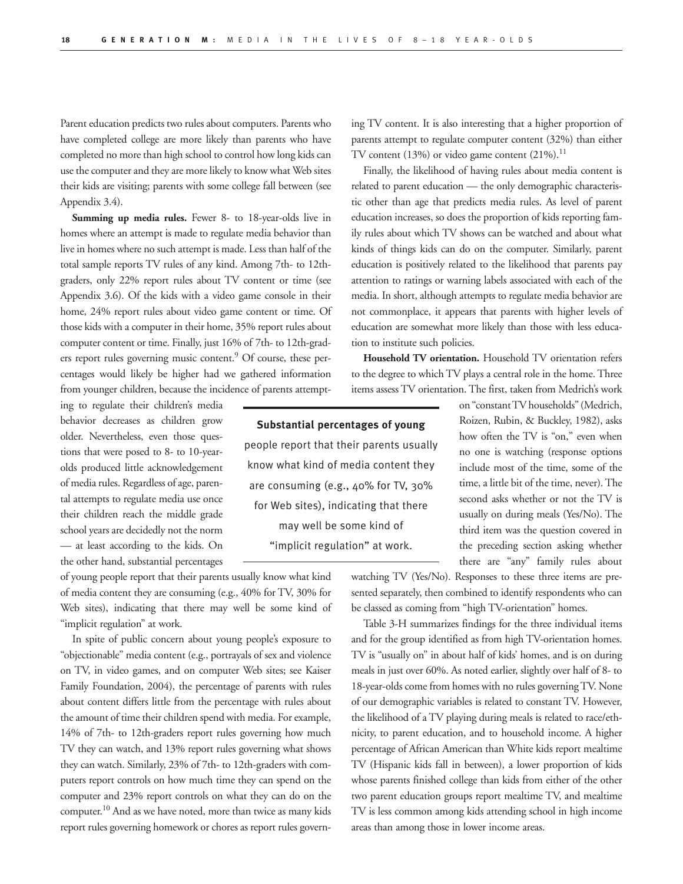Parent education predicts two rules about computers. Parents who have completed college are more likely than parents who have completed no more than high school to control how long kids can use the computer and they are more likely to know what Web sites their kids are visiting; parents with some college fall between (see Appendix 3.4).

**Summing up media rules.** Fewer 8- to 18-year-olds live in homes where an attempt is made to regulate media behavior than live in homes where no such attempt is made. Less than half of the total sample reports TV rules of any kind. Among 7th- to 12th-graders, only 22% report rules about TV content or time (see Appendix 3.6). Of the kids with a video game console in their home, 24% report rules about video game content or time. Of those kids with a computer in their home, 35% report rules about computer content or time. Finally, just 16% of 7th- to 12th-graders report rules governing music content.[9] Of course, these percentages would likely be higher had we gathered information from younger children, because the incidence of parents attempting to regulate their children's media behavior decreases as children grow older. Nevertheless, even those questions that were posed to 8- to 10-year-olds produced little acknowledgement of media rules. Regardless of age, parental attempts to regulate media use once their children reach the middle grade school years are decidedly not the norm — at least according to the kids. On the other hand, substantial percentages of young people report that their parents usually know what kind of media content they are consuming (e.g., 40% for TV, 30% for Web sites), indicating that there may well be some kind of "implicit regulation" at work.

> **Substantial percentages of young** people report that their parents usually know what kind of media content they are consuming (e.g., 40% for TV, 30% for Web sites), indicating that there may well be some kind of "implicit regulation" at work.

In spite of public concern about young people's exposure to "objectionable" media content (e.g., portrayals of sex and violence on TV, in video games, and on computer Web sites; see Kaiser Family Foundation, 2004), the percentage of parents with rules about content differs little from the percentage with rules about the amount of time their children spend with media. For example, 14% of 7th- to 12th-graders report rules governing how much TV they can watch, and 13% report rules governing what shows they can watch. Similarly, 23% of 7th- to 12th-graders with computers report controls on how much time they can spend on the computer and 23% report controls on what they can do on the computer.[10] And as we have noted, more than twice as many kids report rules governing homework or chores as report rules governing TV content. It is also interesting that a higher proportion of parents attempt to regulate computer content (32%) than either TV content (13%) or video game content (21%).[11]

Finally, the likelihood of having rules about media content is related to parent education — the only demographic characteristic other than age that predicts media rules. As level of parent education increases, so does the proportion of kids reporting family rules about which TV shows can be watched and about what kinds of things kids can do on the computer. Similarly, parent education is positively related to the likelihood that parents pay attention to ratings or warning labels associated with each of the media. In short, although attempts to regulate media behavior are not commonplace, it appears that parents with higher levels of education are somewhat more likely than those with less education to institute such policies.

**Household TV orientation.** Household TV orientation refers to the degree to which TV plays a central role in the home. Three items assess TV orientation. The first, taken from Medrich's work on "constant TV households" (Medrich, Roizen, Rubin, & Buckley, 1982), asks how often the TV is "on," even when no one is watching (response options include most of the time, some of the time, a little bit of the time, never). The second asks whether or not the TV is usually on during meals (Yes/No). The third item was the question covered in the preceding section asking whether there are "any" family rules about watching TV (Yes/No). Responses to these three items are presented separately, then combined to identify respondents who can be classed as coming from "high TV-orientation" homes.

Table 3-H summarizes findings for the three individual items and for the group identified as from high TV-orientation homes. TV is "usually on" in about half of kids' homes, and is on during meals in just over 60%. As noted earlier, slightly over half of 8- to 18-year-olds come from homes with no rules governing TV. None of our demographic variables is related to constant TV. However, the likelihood of a TV playing during meals is related to race/ethnicity, to parent education, and to household income. A higher percentage of African American than White kids report mealtime TV (Hispanic kids fall in between), a lower proportion of kids whose parents finished college than kids from either of the other two parent education groups report mealtime TV, and mealtime TV is less common among kids attending school in high income areas than among those in lower income areas.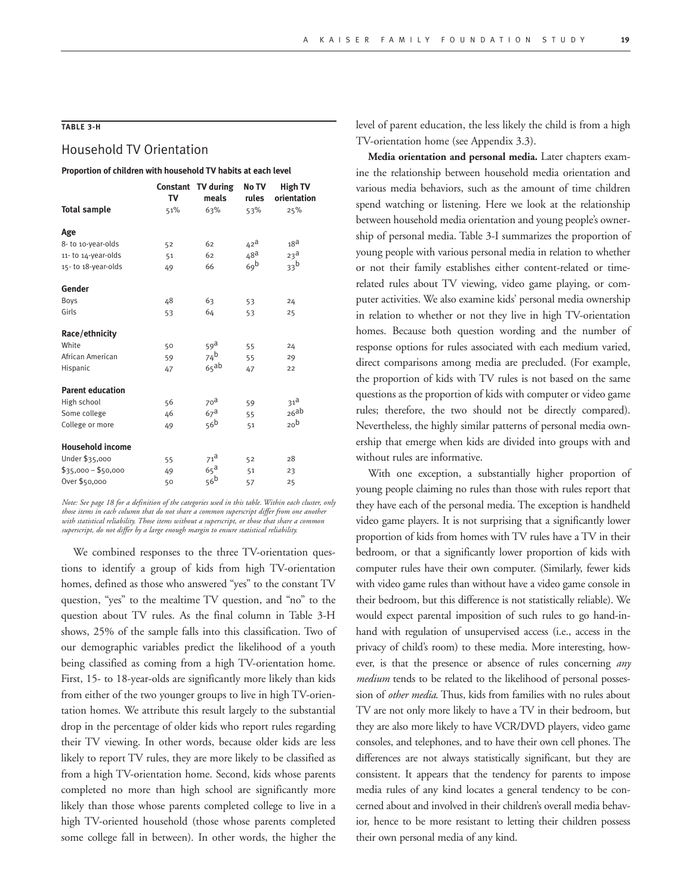**TABLE 3-H**

## Household TV Orientation

**Proportion of children with household TV habits at each level**

| | Constant TV | TV during meals | No TV rules | High TV orientation |
|---|---|---|---|---|
| **Total sample** | 51% | 63% | 53% | 25% |
| **Age** | | | | |
| 8- to 10-year-olds | 52 | 62 | 42[a] | 18[a] |
| 11- to 14-year-olds | 51 | 62 | 48[a] | 23[a] |
| 15- to 18-year-olds | 49 | 66 | 69[b] | 33[b] |
| **Gender** | | | | |
| Boys | 48 | 63 | 53 | 24 |
| Girls | 53 | 64 | 53 | 25 |
| **Race/ethnicity** | | | | |
| White | 50 | 59[a] | 55 | 24 |
| African American | 59 | 74[b] | 55 | 29 |
| Hispanic | 47 | 65[ab] | 47 | 22 |
| **Parent education** | | | | |
| High school | 56 | 70[a] | 59 | 31[a] |
| Some college | 46 | 67[a] | 55 | 26[ab] |
| College or more | 49 | 56[b] | 51 | 20[b] |
| **Household income** | | | | |
| Under $35,000 | 55 | 71[a] | 52 | 28 |
| $35,000 – $50,000 | 49 | 65[a] | 51 | 23 |
| Over $50,000 | 50 | 56[b] | 57 | 25 |

*Note: See page 18 for a definition of the categories used in this table. Within each cluster, only those items in each column that do not share a common superscript differ from one another with statistical reliability. Those items without a superscript, or those that share a common superscript, do not differ by a large enough margin to ensure statistical reliability.*

We combined responses to the three TV-orientation questions to identify a group of kids from high TV-orientation homes, defined as those who answered "yes" to the constant TV question, "yes" to the mealtime TV question, and "no" to the question about TV rules. As the final column in Table 3-H shows, 25% of the sample falls into this classification. Two of our demographic variables predict the likelihood of a youth being classified as coming from a high TV-orientation home. First, 15- to 18-year-olds are significantly more likely than kids from either of the two younger groups to live in high TV-orientation homes. We attribute this result largely to the substantial drop in the percentage of older kids who report rules regarding their TV viewing. In other words, because older kids are less likely to report TV rules, they are more likely to be classified as from a high TV-orientation home. Second, kids whose parents completed no more than high school are significantly more likely than those whose parents completed college to live in a high TV-oriented household (those whose parents completed some college fall in between). In other words, the higher the level of parent education, the less likely the child is from a high TV-orientation home (see Appendix 3.3).

**Media orientation and personal media.** Later chapters examine the relationship between household media orientation and various media behaviors, such as the amount of time children spend watching or listening. Here we look at the relationship between household media orientation and young people's ownership of personal media. Table 3-I summarizes the proportion of young people with various personal media in relation to whether or not their family establishes either content-related or time-related rules about TV viewing, video game playing, or computer activities. We also examine kids' personal media ownership in relation to whether or not they live in high TV-orientation homes. Because both question wording and the number of response options for rules associated with each medium varied, direct comparisons among media are precluded. (For example, the proportion of kids with TV rules is not based on the same questions as the proportion of kids with computer or video game rules; therefore, the two should not be directly compared). Nevertheless, the highly similar patterns of personal media ownership that emerge when kids are divided into groups with and without rules are informative.

With one exception, a substantially higher proportion of young people claiming no rules than those with rules report that they have each of the personal media. The exception is handheld video game players. It is not surprising that a significantly lower proportion of kids from homes with TV rules have a TV in their bedroom, or that a significantly lower proportion of kids with computer rules have their own computer. (Similarly, fewer kids with video game rules than without have a video game console in their bedroom, but this difference is not statistically reliable). We would expect parental imposition of such rules to go hand-in-hand with regulation of unsupervised access (i.e., access in the privacy of child's room) to these media. More interesting, however, is that the presence or absence of rules concerning *any medium* tends to be related to the likelihood of personal possession of *other media*. Thus, kids from families with no rules about TV are not only more likely to have a TV in their bedroom, but they are also more likely to have VCR/DVD players, video game consoles, and telephones, and to have their own cell phones. The differences are not always statistically significant, but they are consistent. It appears that the tendency for parents to impose media rules of any kind locates a general tendency to be concerned about and involved in their children's overall media behavior, hence to be more resistant to letting their children possess their own personal media of any kind.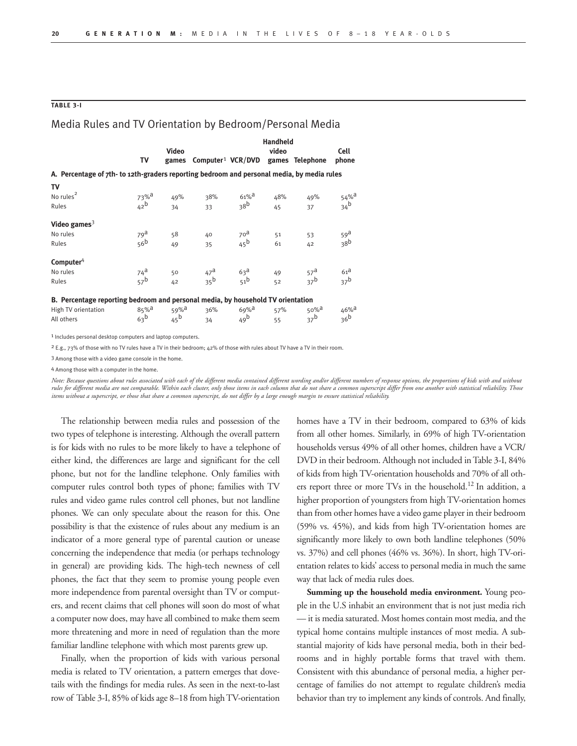**TABLE 3-I**

## Media Rules and TV Orientation by Bedroom/Personal Media

| | TV | Video games | Computer[1] | VCR/DVD | Handheld video games | Telephone | Cell phone |
|---|---|---|---|---|---|---|---|
| **A. Percentage of 7th- to 12th-graders reporting bedroom and personal media, by media rules** | | | | | | | |
| **TV** | | | | | | | |
| No rules[2] | 73%[a] | 49% | 38% | 61%[a] | 48% | 49% | 54%[a] |
| Rules | 42[b] | 34 | 33 | 38[b] | 45 | 37 | 34[b] |
| **Video games**[3] | | | | | | | |
| No rules | 79[a] | 58 | 40 | 70[a] | 51 | 53 | 59[a] |
| Rules | 56[b] | 49 | 35 | 45[b] | 61 | 42 | 38[b] |
| **Computer**[4] | | | | | | | |
| No rules | 74[a] | 50 | 47[a] | 63[a] | 49 | 57[a] | 61[a] |
| Rules | 57[b] | 42 | 35[b] | 51[b] | 52 | 37[b] | 37[b] |
| **B. Percentage reporting bedroom and personal media, by household TV orientation** | | | | | | | |
| High TV orientation | 85%[a] | 59%[a] | 36% | 69%[a] | 57% | 50%[a] | 46%[a] |
| All others | 63[b] | 45[b] | 34 | 49[b] | 55 | 37[b] | 36[b] |

1 Includes personal desktop computers and laptop computers.

2 E.g., 73% of those with no TV rules have a TV in their bedroom; 42% of those with rules about TV have a TV in their room.

3 Among those with a video game console in the home.

4 Among those with a computer in the home.

*Note: Because questions about rules associated with each of the different media contained different wording and/or different numbers of response options, the proportions of kids with and without rules for different media are not comparable. Within each cluster, only those items in each column that do not share a common superscript differ from one another with statistical reliability. Those items without a superscript, or those that share a common superscript, do not differ by a large enough margin to ensure statistical reliability.*

The relationship between media rules and possession of the two types of telephone is interesting. Although the overall pattern is for kids with no rules to be more likely to have a telephone of either kind, the differences are large and significant for the cell phone, but not for the landline telephone. Only families with computer rules control both types of phone; families with TV rules and video game rules control cell phones, but not landline phones. We can only speculate about the reason for this. One possibility is that the existence of rules about any medium is an indicator of a more general type of parental caution or unease concerning the independence that media (or perhaps technology in general) are providing kids. The high-tech newness of cell phones, the fact that they seem to promise young people even more independence from parental oversight than TV or computers, and recent claims that cell phones will soon do most of what a computer now does, may have all combined to make them seem more threatening and more in need of regulation than the more familiar landline telephone with which most parents grew up.

Finally, when the proportion of kids with various personal media is related to TV orientation, a pattern emerges that dovetails with the findings for media rules. As seen in the next-to-last row of Table 3-I, 85% of kids age 8–18 from high TV-orientation homes have a TV in their bedroom, compared to 63% of kids from all other homes. Similarly, in 69% of high TV-orientation households versus 49% of all other homes, children have a VCR/DVD in their bedroom. Although not included in Table 3-I, 84% of kids from high TV-orientation households and 70% of all others report three or more TVs in the household.[12] In addition, a higher proportion of youngsters from high TV-orientation homes than from other homes have a video game player in their bedroom (59% vs. 45%), and kids from high TV-orientation homes are significantly more likely to own both landline telephones (50% vs. 37%) and cell phones (46% vs. 36%). In short, high TV-orientation relates to kids' access to personal media in much the same way that lack of media rules does.

**Summing up the household media environment.** Young people in the U.S inhabit an environment that is not just media rich — it is media saturated. Most homes contain most media, and the typical home contains multiple instances of most media. A substantial majority of kids have personal media, both in their bedrooms and in highly portable forms that travel with them. Consistent with this abundance of personal media, a higher percentage of families do not attempt to regulate children's media behavior than try to implement any kinds of controls. And finally,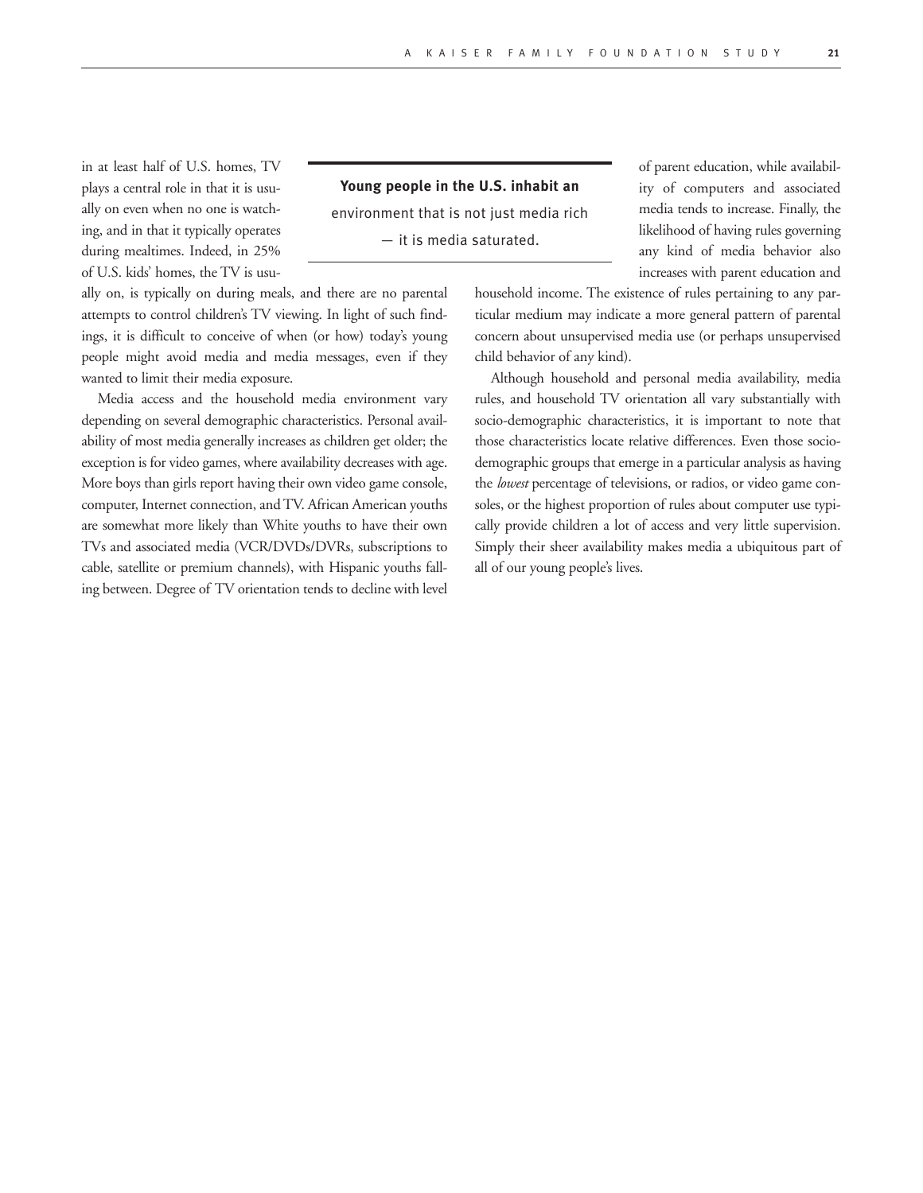in at least half of U.S. homes, TV plays a central role in that it is usually on even when no one is watching, and in that it typically operates during mealtimes. Indeed, in 25% of U.S. kids' homes, the TV is usually on, is typically on during meals, and there are no parental attempts to control children's TV viewing. In light of such findings, it is difficult to conceive of when (or how) today's young people might avoid media and media messages, even if they wanted to limit their media exposure.

> **Young people in the U.S. inhabit an** environment that is not just media rich — it is media saturated.

Media access and the household media environment vary depending on several demographic characteristics. Personal availability of most media generally increases as children get older; the exception is for video games, where availability decreases with age. More boys than girls report having their own video game console, computer, Internet connection, and TV. African American youths are somewhat more likely than White youths to have their own TVs and associated media (VCR/DVDs/DVRs, subscriptions to cable, satellite or premium channels), with Hispanic youths falling between. Degree of TV orientation tends to decline with level of parent education, while availability of computers and associated media tends to increase. Finally, the likelihood of having rules governing any kind of media behavior also increases with parent education and household income. The existence of rules pertaining to any particular medium may indicate a more general pattern of parental concern about unsupervised media use (or perhaps unsupervised child behavior of any kind).

Although household and personal media availability, media rules, and household TV orientation all vary substantially with socio-demographic characteristics, it is important to note that those characteristics locate relative differences. Even those socio-demographic groups that emerge in a particular analysis as having the *lowest* percentage of televisions, or radios, or video game consoles, or the highest proportion of rules about computer use typically provide children a lot of access and very little supervision. Simply their sheer availability makes media a ubiquitous part of all of our young people's lives.